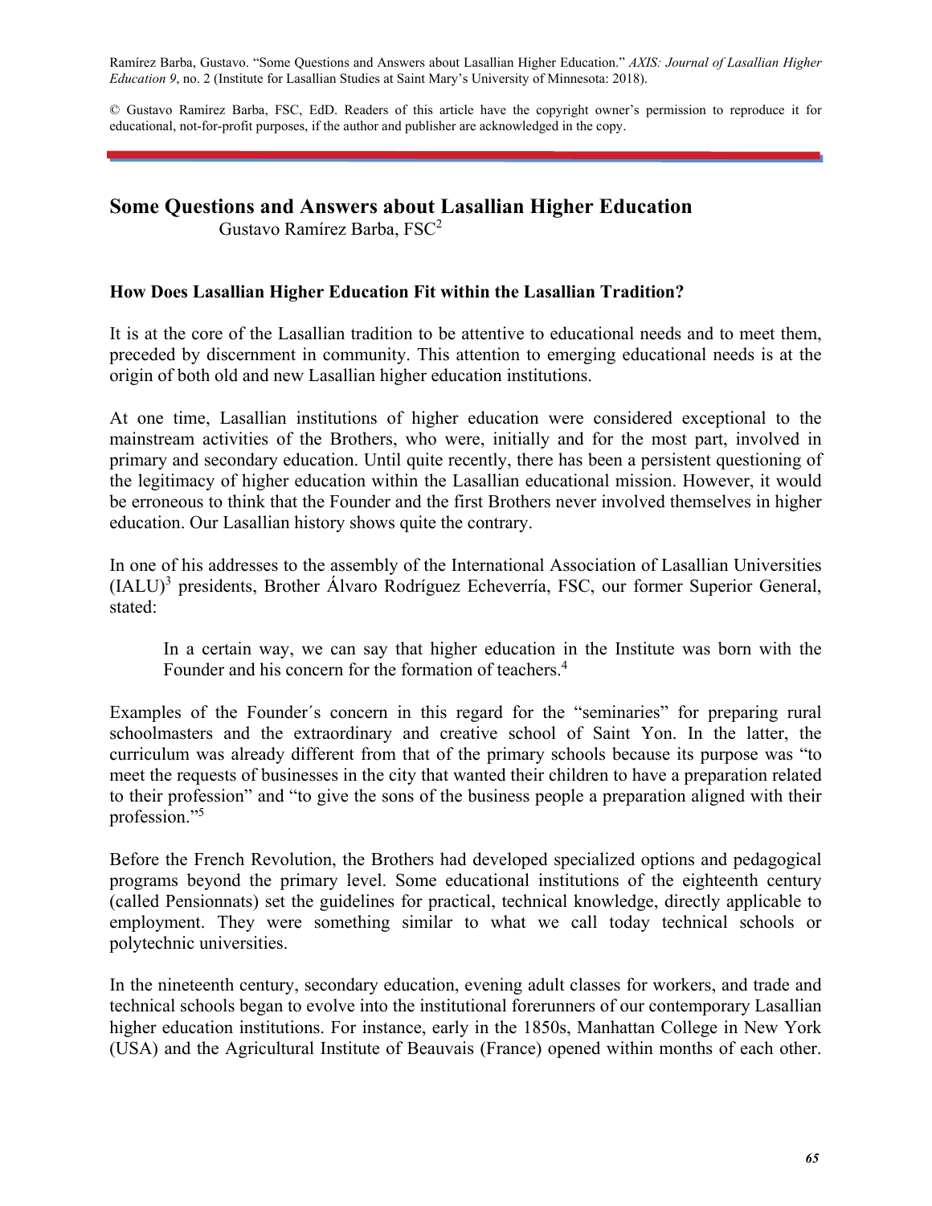Ramírez Barba, Gustavo. "Some Questions and Answers about Lasallian Higher Education." *AXIS: Journal of Lasallian Higher Education 9*, no. 2 (Institute for Lasallian Studies at Saint Mary's University of Minnesota: 2018).

© Gustavo Ramírez Barba, FSC, EdD. Readers of this article have the copyright owner's permission to reproduce it for educational, not-for-profit purposes, if the author and publisher are acknowledged in the copy.

# Some Questions and Answers about Lasallian Higher Education

Gustavo Ramírez Barba, FSC[2]

### How Does Lasallian Higher Education Fit within the Lasallian Tradition?

It is at the core of the Lasallian tradition to be attentive to educational needs and to meet them, preceded by discernment in community. This attention to emerging educational needs is at the origin of both old and new Lasallian higher education institutions.

At one time, Lasallian institutions of higher education were considered exceptional to the mainstream activities of the Brothers, who were, initially and for the most part, involved in primary and secondary education. Until quite recently, there has been a persistent questioning of the legitimacy of higher education within the Lasallian educational mission. However, it would be erroneous to think that the Founder and the first Brothers never involved themselves in higher education. Our Lasallian history shows quite the contrary.

In one of his addresses to the assembly of the International Association of Lasallian Universities (IALU)[3] presidents, Brother Álvaro Rodríguez Echeverría, FSC, our former Superior General, stated:

> In a certain way, we can say that higher education in the Institute was born with the Founder and his concern for the formation of teachers.[4]

Examples of the Founder´s concern in this regard for the "seminaries" for preparing rural schoolmasters and the extraordinary and creative school of Saint Yon. In the latter, the curriculum was already different from that of the primary schools because its purpose was "to meet the requests of businesses in the city that wanted their children to have a preparation related to their profession" and "to give the sons of the business people a preparation aligned with their profession."[5]

Before the French Revolution, the Brothers had developed specialized options and pedagogical programs beyond the primary level. Some educational institutions of the eighteenth century (called Pensionnats) set the guidelines for practical, technical knowledge, directly applicable to employment. They were something similar to what we call today technical schools or polytechnic universities.

In the nineteenth century, secondary education, evening adult classes for workers, and trade and technical schools began to evolve into the institutional forerunners of our contemporary Lasallian higher education institutions. For instance, early in the 1850s, Manhattan College in New York (USA) and the Agricultural Institute of Beauvais (France) opened within months of each other.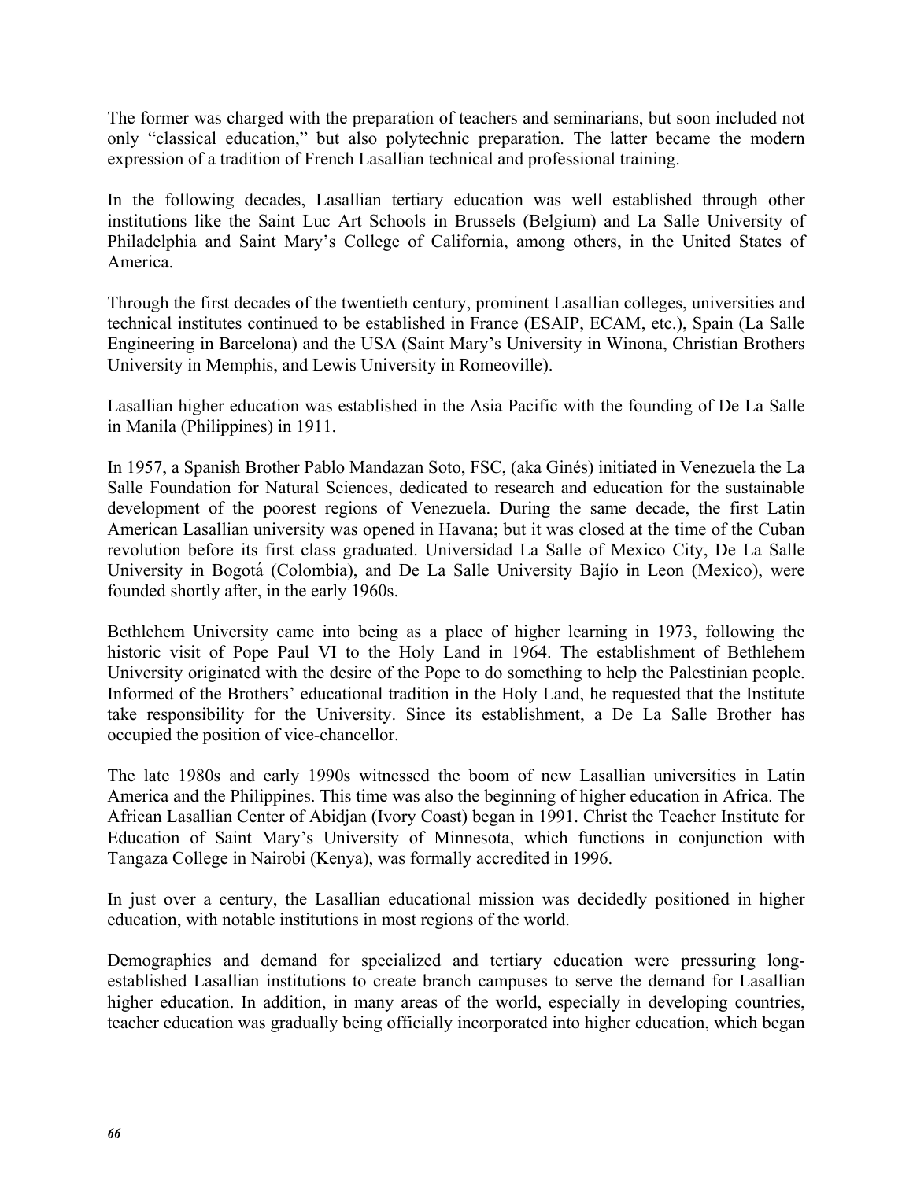The former was charged with the preparation of teachers and seminarians, but soon included not only "classical education," but also polytechnic preparation. The latter became the modern expression of a tradition of French Lasallian technical and professional training.

In the following decades, Lasallian tertiary education was well established through other institutions like the Saint Luc Art Schools in Brussels (Belgium) and La Salle University of Philadelphia and Saint Mary's College of California, among others, in the United States of America.

Through the first decades of the twentieth century, prominent Lasallian colleges, universities and technical institutes continued to be established in France (ESAIP, ECAM, etc.), Spain (La Salle Engineering in Barcelona) and the USA (Saint Mary's University in Winona, Christian Brothers University in Memphis, and Lewis University in Romeoville).

Lasallian higher education was established in the Asia Pacific with the founding of De La Salle in Manila (Philippines) in 1911.

In 1957, a Spanish Brother Pablo Mandazan Soto, FSC, (aka Ginés) initiated in Venezuela the La Salle Foundation for Natural Sciences, dedicated to research and education for the sustainable development of the poorest regions of Venezuela. During the same decade, the first Latin American Lasallian university was opened in Havana; but it was closed at the time of the Cuban revolution before its first class graduated. Universidad La Salle of Mexico City, De La Salle University in Bogotá (Colombia), and De La Salle University Bajío in Leon (Mexico), were founded shortly after, in the early 1960s.

Bethlehem University came into being as a place of higher learning in 1973, following the historic visit of Pope Paul VI to the Holy Land in 1964. The establishment of Bethlehem University originated with the desire of the Pope to do something to help the Palestinian people. Informed of the Brothers' educational tradition in the Holy Land, he requested that the Institute take responsibility for the University. Since its establishment, a De La Salle Brother has occupied the position of vice-chancellor.

The late 1980s and early 1990s witnessed the boom of new Lasallian universities in Latin America and the Philippines. This time was also the beginning of higher education in Africa. The African Lasallian Center of Abidjan (Ivory Coast) began in 1991. Christ the Teacher Institute for Education of Saint Mary's University of Minnesota, which functions in conjunction with Tangaza College in Nairobi (Kenya), was formally accredited in 1996.

In just over a century, the Lasallian educational mission was decidedly positioned in higher education, with notable institutions in most regions of the world.

Demographics and demand for specialized and tertiary education were pressuring long-established Lasallian institutions to create branch campuses to serve the demand for Lasallian higher education. In addition, in many areas of the world, especially in developing countries, teacher education was gradually being officially incorporated into higher education, which began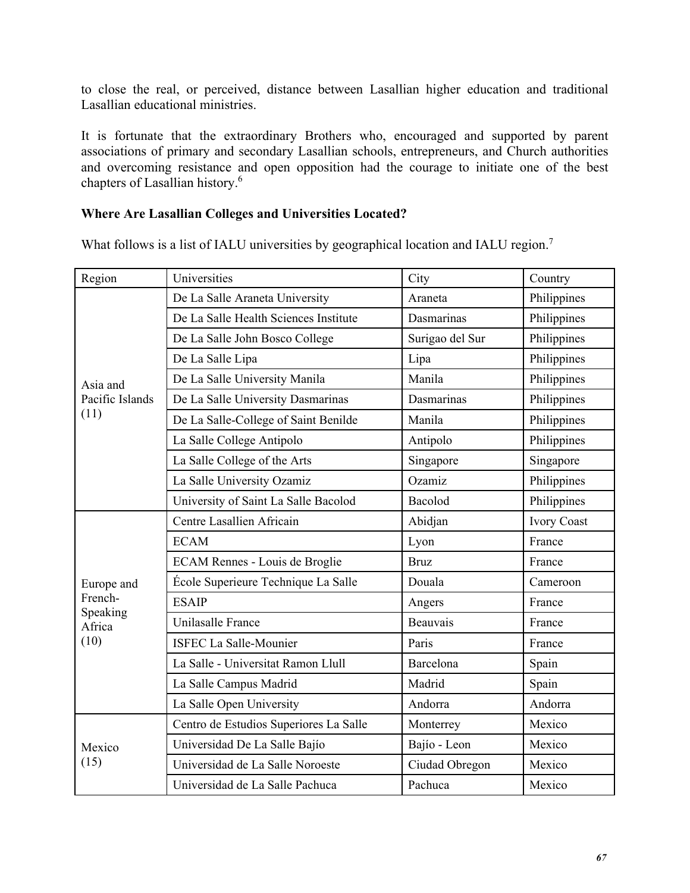to close the real, or perceived, distance between Lasallian higher education and traditional Lasallian educational ministries.

It is fortunate that the extraordinary Brothers who, encouraged and supported by parent associations of primary and secondary Lasallian schools, entrepreneurs, and Church authorities and overcoming resistance and open opposition had the courage to initiate one of the best chapters of Lasallian history.[6]

### Where Are Lasallian Colleges and Universities Located?

What follows is a list of IALU universities by geographical location and IALU region.[7]

| Region | Universities | City | Country |
|---|---|---|---|
| Asia and Pacific Islands (11) | De La Salle Araneta University | Araneta | Philippines |
| | De La Salle Health Sciences Institute | Dasmarinas | Philippines |
| | De La Salle John Bosco College | Surigao del Sur | Philippines |
| | De La Salle Lipa | Lipa | Philippines |
| | De La Salle University Manila | Manila | Philippines |
| | De La Salle University Dasmarinas | Dasmarinas | Philippines |
| | De La Salle-College of Saint Benilde | Manila | Philippines |
| | La Salle College Antipolo | Antipolo | Philippines |
| | La Salle College of the Arts | Singapore | Singapore |
| | La Salle University Ozamiz | Ozamiz | Philippines |
| | University of Saint La Salle Bacolod | Bacolod | Philippines |
| Europe and French-Speaking Africa (10) | Centre Lasallien Africain | Abidjan | Ivory Coast |
| | ECAM | Lyon | France |
| | ECAM Rennes - Louis de Broglie | Bruz | France |
| | École Superieure Technique La Salle | Douala | Cameroon |
| | ESAIP | Angers | France |
| | Unilasalle France | Beauvais | France |
| | ISFEC La Salle-Mounier | Paris | France |
| | La Salle - Universitat Ramon Llull | Barcelona | Spain |
| | La Salle Campus Madrid | Madrid | Spain |
| | La Salle Open University | Andorra | Andorra |
| Mexico (15) | Centro de Estudios Superiores La Salle | Monterrey | Mexico |
| | Universidad De La Salle Bajío | Bajío - Leon | Mexico |
| | Universidad de La Salle Noroeste | Ciudad Obregon | Mexico |
| | Universidad de La Salle Pachuca | Pachuca | Mexico |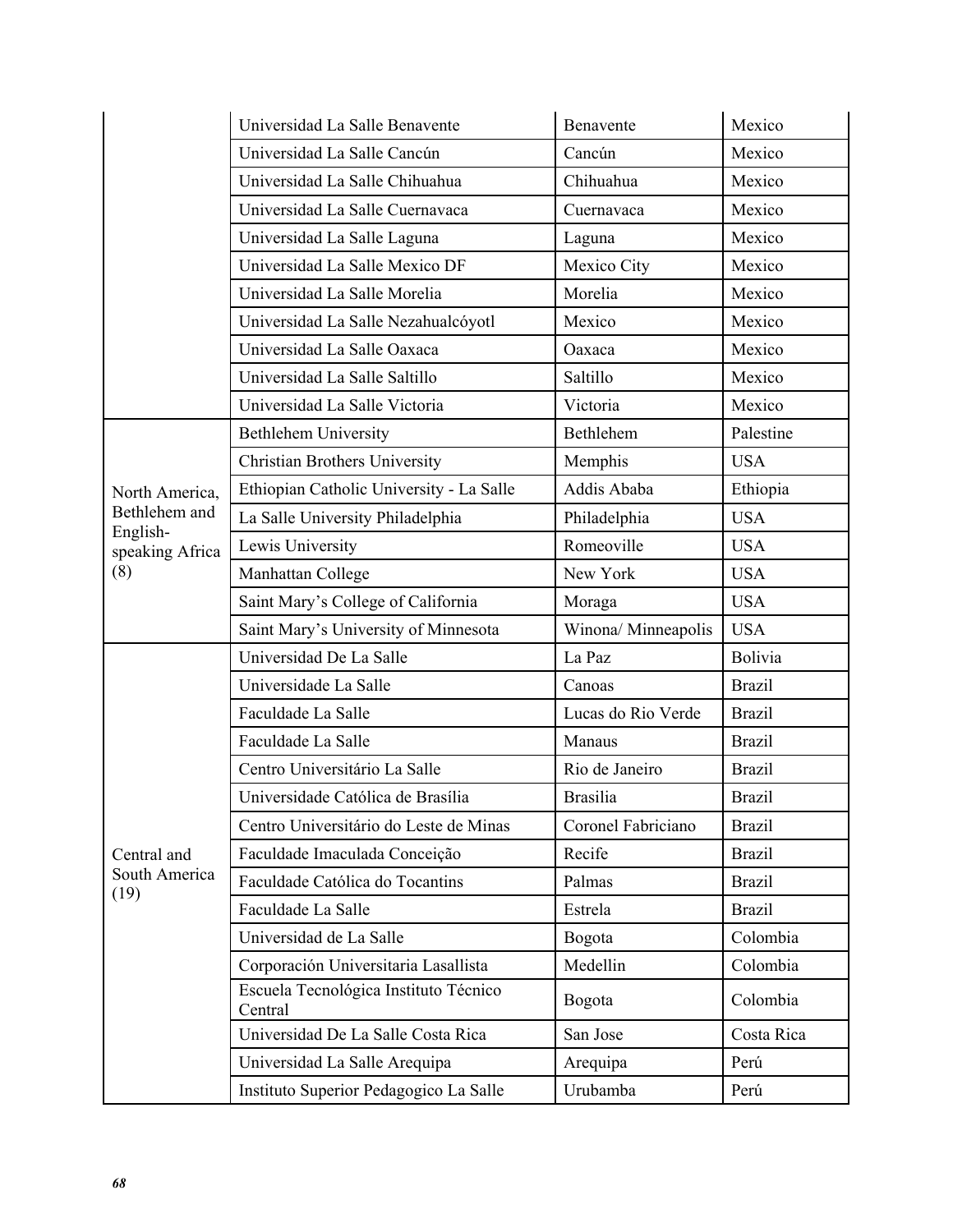| | | | |
|---|---|---|---|
| | Universidad La Salle Benavente | Benavente | Mexico |
| | Universidad La Salle Cancún | Cancún | Mexico |
| | Universidad La Salle Chihuahua | Chihuahua | Mexico |
| | Universidad La Salle Cuernavaca | Cuernavaca | Mexico |
| | Universidad La Salle Laguna | Laguna | Mexico |
| | Universidad La Salle Mexico DF | Mexico City | Mexico |
| | Universidad La Salle Morelia | Morelia | Mexico |
| | Universidad La Salle Nezahualcóyotl | Mexico | Mexico |
| | Universidad La Salle Oaxaca | Oaxaca | Mexico |
| | Universidad La Salle Saltillo | Saltillo | Mexico |
| | Universidad La Salle Victoria | Victoria | Mexico |
| North America, Bethlehem and English-speaking Africa (8) | Bethlehem University | Bethlehem | Palestine |
| | Christian Brothers University | Memphis | USA |
| | Ethiopian Catholic University - La Salle | Addis Ababa | Ethiopia |
| | La Salle University Philadelphia | Philadelphia | USA |
| | Lewis University | Romeoville | USA |
| | Manhattan College | New York | USA |
| | Saint Mary's College of California | Moraga | USA |
| | Saint Mary's University of Minnesota | Winona/ Minneapolis | USA |
| Central and South America (19) | Universidad De La Salle | La Paz | Bolivia |
| | Universidade La Salle | Canoas | Brazil |
| | Faculdade La Salle | Lucas do Rio Verde | Brazil |
| | Faculdade La Salle | Manaus | Brazil |
| | Centro Universitário La Salle | Rio de Janeiro | Brazil |
| | Universidade Católica de Brasília | Brasilia | Brazil |
| | Centro Universitário do Leste de Minas | Coronel Fabriciano | Brazil |
| | Faculdade Imaculada Conceição | Recife | Brazil |
| | Faculdade Católica do Tocantins | Palmas | Brazil |
| | Faculdade La Salle | Estrela | Brazil |
| | Universidad de La Salle | Bogota | Colombia |
| | Corporación Universitaria Lasallista | Medellin | Colombia |
| | Escuela Tecnológica Instituto Técnico Central | Bogota | Colombia |
| | Universidad De La Salle Costa Rica | San Jose | Costa Rica |
| | Universidad La Salle Arequipa | Arequipa | Perú |
| | Instituto Superior Pedagogico La Salle | Urubamba | Perú |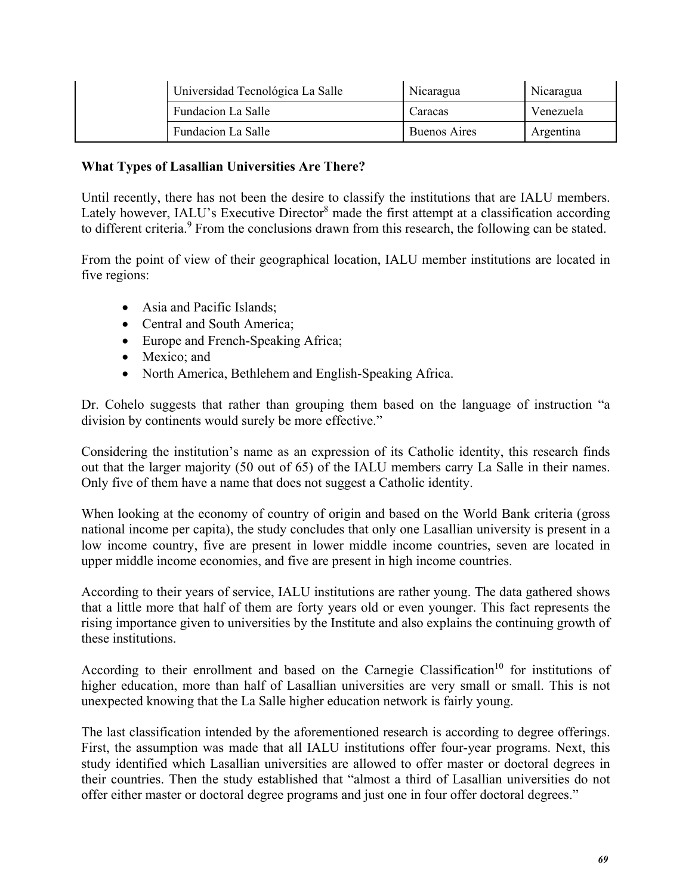| | Universidad Tecnológica La Salle | Nicaragua | Nicaragua |
|---|---|---|---|
| | Fundacion La Salle | Caracas | Venezuela |
| | Fundacion La Salle | Buenos Aires | Argentina |

**What Types of Lasallian Universities Are There?**

Until recently, there has not been the desire to classify the institutions that are IALU members. Lately however, IALU's Executive Director[8] made the first attempt at a classification according to different criteria.[9] From the conclusions drawn from this research, the following can be stated.

From the point of view of their geographical location, IALU member institutions are located in five regions:

- Asia and Pacific Islands;
- Central and South America;
- Europe and French-Speaking Africa;
- Mexico; and
- North America, Bethlehem and English-Speaking Africa.

Dr. Cohelo suggests that rather than grouping them based on the language of instruction "a division by continents would surely be more effective."

Considering the institution's name as an expression of its Catholic identity, this research finds out that the larger majority (50 out of 65) of the IALU members carry La Salle in their names. Only five of them have a name that does not suggest a Catholic identity.

When looking at the economy of country of origin and based on the World Bank criteria (gross national income per capita), the study concludes that only one Lasallian university is present in a low income country, five are present in lower middle income countries, seven are located in upper middle income economies, and five are present in high income countries.

According to their years of service, IALU institutions are rather young. The data gathered shows that a little more that half of them are forty years old or even younger. This fact represents the rising importance given to universities by the Institute and also explains the continuing growth of these institutions.

According to their enrollment and based on the Carnegie Classification[10] for institutions of higher education, more than half of Lasallian universities are very small or small. This is not unexpected knowing that the La Salle higher education network is fairly young.

The last classification intended by the aforementioned research is according to degree offerings. First, the assumption was made that all IALU institutions offer four-year programs. Next, this study identified which Lasallian universities are allowed to offer master or doctoral degrees in their countries. Then the study established that "almost a third of Lasallian universities do not offer either master or doctoral degree programs and just one in four offer doctoral degrees."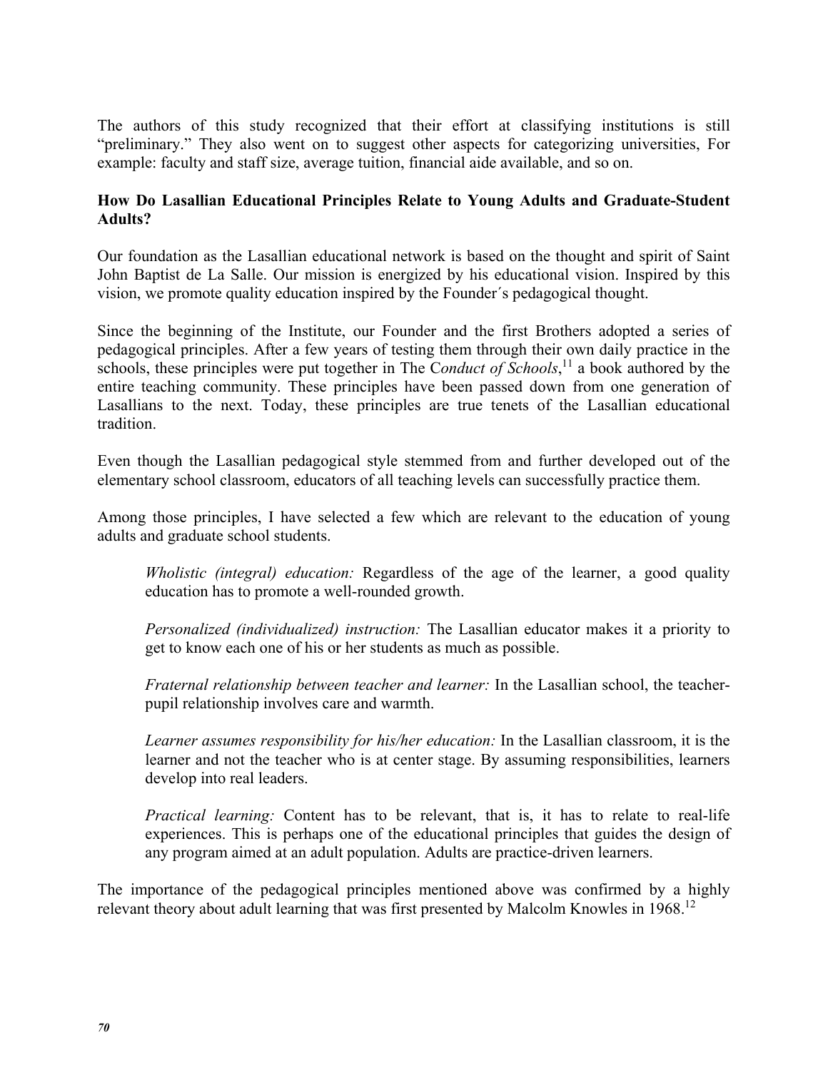The authors of this study recognized that their effort at classifying institutions is still "preliminary." They also went on to suggest other aspects for categorizing universities, For example: faculty and staff size, average tuition, financial aide available, and so on.

**How Do Lasallian Educational Principles Relate to Young Adults and Graduate-Student Adults?**

Our foundation as the Lasallian educational network is based on the thought and spirit of Saint John Baptist de La Salle. Our mission is energized by his educational vision. Inspired by this vision, we promote quality education inspired by the Founder´s pedagogical thought.

Since the beginning of the Institute, our Founder and the first Brothers adopted a series of pedagogical principles. After a few years of testing them through their own daily practice in the schools, these principles were put together in The C*onduct of Schools*,[11] a book authored by the entire teaching community. These principles have been passed down from one generation of Lasallians to the next. Today, these principles are true tenets of the Lasallian educational tradition.

Even though the Lasallian pedagogical style stemmed from and further developed out of the elementary school classroom, educators of all teaching levels can successfully practice them.

Among those principles, I have selected a few which are relevant to the education of young adults and graduate school students.

> *Wholistic (integral) education:* Regardless of the age of the learner, a good quality education has to promote a well-rounded growth.
>
> *Personalized (individualized) instruction:* The Lasallian educator makes it a priority to get to know each one of his or her students as much as possible.
>
> *Fraternal relationship between teacher and learner:* In the Lasallian school, the teacher-pupil relationship involves care and warmth.
>
> *Learner assumes responsibility for his/her education:* In the Lasallian classroom, it is the learner and not the teacher who is at center stage. By assuming responsibilities, learners develop into real leaders.
>
> *Practical learning:* Content has to be relevant, that is, it has to relate to real-life experiences. This is perhaps one of the educational principles that guides the design of any program aimed at an adult population. Adults are practice-driven learners.

The importance of the pedagogical principles mentioned above was confirmed by a highly relevant theory about adult learning that was first presented by Malcolm Knowles in 1968.[12]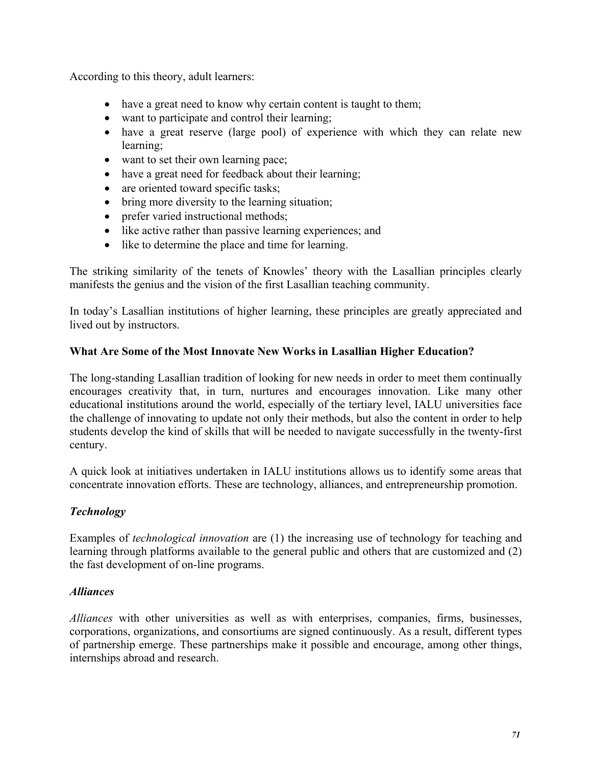According to this theory, adult learners:

- have a great need to know why certain content is taught to them;
- want to participate and control their learning;
- have a great reserve (large pool) of experience with which they can relate new learning;
- want to set their own learning pace;
- have a great need for feedback about their learning;
- are oriented toward specific tasks;
- bring more diversity to the learning situation;
- prefer varied instructional methods;
- like active rather than passive learning experiences; and
- like to determine the place and time for learning.

The striking similarity of the tenets of Knowles' theory with the Lasallian principles clearly manifests the genius and the vision of the first Lasallian teaching community.

In today's Lasallian institutions of higher learning, these principles are greatly appreciated and lived out by instructors.

**What Are Some of the Most Innovate New Works in Lasallian Higher Education?**

The long-standing Lasallian tradition of looking for new needs in order to meet them continually encourages creativity that, in turn, nurtures and encourages innovation. Like many other educational institutions around the world, especially of the tertiary level, IALU universities face the challenge of innovating to update not only their methods, but also the content in order to help students develop the kind of skills that will be needed to navigate successfully in the twenty-first century.

A quick look at initiatives undertaken in IALU institutions allows us to identify some areas that concentrate innovation efforts. These are technology, alliances, and entrepreneurship promotion.

***Technology***

Examples of *technological innovation* are (1) the increasing use of technology for teaching and learning through platforms available to the general public and others that are customized and (2) the fast development of on-line programs.

***Alliances***

*Alliances* with other universities as well as with enterprises, companies, firms, businesses, corporations, organizations, and consortiums are signed continuously. As a result, different types of partnership emerge. These partnerships make it possible and encourage, among other things, internships abroad and research.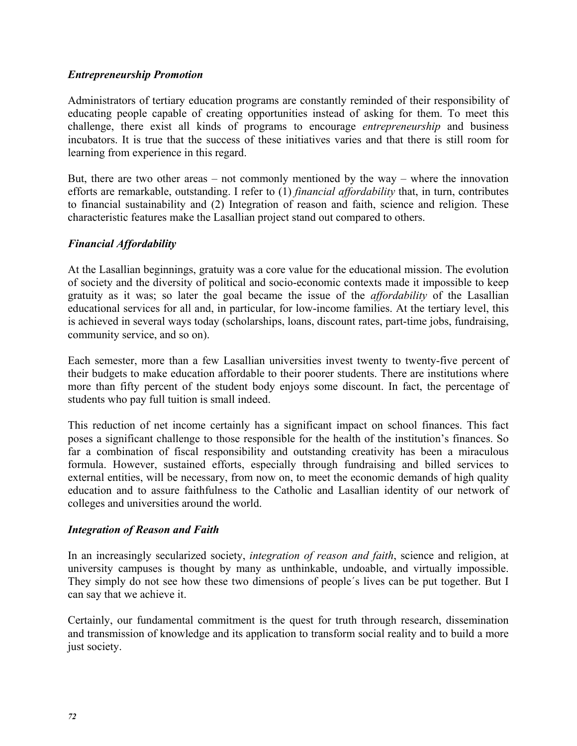### *Entrepreneurship Promotion*

Administrators of tertiary education programs are constantly reminded of their responsibility of educating people capable of creating opportunities instead of asking for them. To meet this challenge, there exist all kinds of programs to encourage *entrepreneurship* and business incubators. It is true that the success of these initiatives varies and that there is still room for learning from experience in this regard.

But, there are two other areas – not commonly mentioned by the way – where the innovation efforts are remarkable, outstanding. I refer to (1) *financial affordability* that, in turn, contributes to financial sustainability and (2) Integration of reason and faith, science and religion. These characteristic features make the Lasallian project stand out compared to others.

### *Financial Affordability*

At the Lasallian beginnings, gratuity was a core value for the educational mission. The evolution of society and the diversity of political and socio-economic contexts made it impossible to keep gratuity as it was; so later the goal became the issue of the *affordability* of the Lasallian educational services for all and, in particular, for low-income families. At the tertiary level, this is achieved in several ways today (scholarships, loans, discount rates, part-time jobs, fundraising, community service, and so on).

Each semester, more than a few Lasallian universities invest twenty to twenty-five percent of their budgets to make education affordable to their poorer students. There are institutions where more than fifty percent of the student body enjoys some discount. In fact, the percentage of students who pay full tuition is small indeed.

This reduction of net income certainly has a significant impact on school finances. This fact poses a significant challenge to those responsible for the health of the institution's finances. So far a combination of fiscal responsibility and outstanding creativity has been a miraculous formula. However, sustained efforts, especially through fundraising and billed services to external entities, will be necessary, from now on, to meet the economic demands of high quality education and to assure faithfulness to the Catholic and Lasallian identity of our network of colleges and universities around the world.

### *Integration of Reason and Faith*

In an increasingly secularized society, *integration of reason and faith*, science and religion, at university campuses is thought by many as unthinkable, undoable, and virtually impossible. They simply do not see how these two dimensions of people´s lives can be put together. But I can say that we achieve it.

Certainly, our fundamental commitment is the quest for truth through research, dissemination and transmission of knowledge and its application to transform social reality and to build a more just society.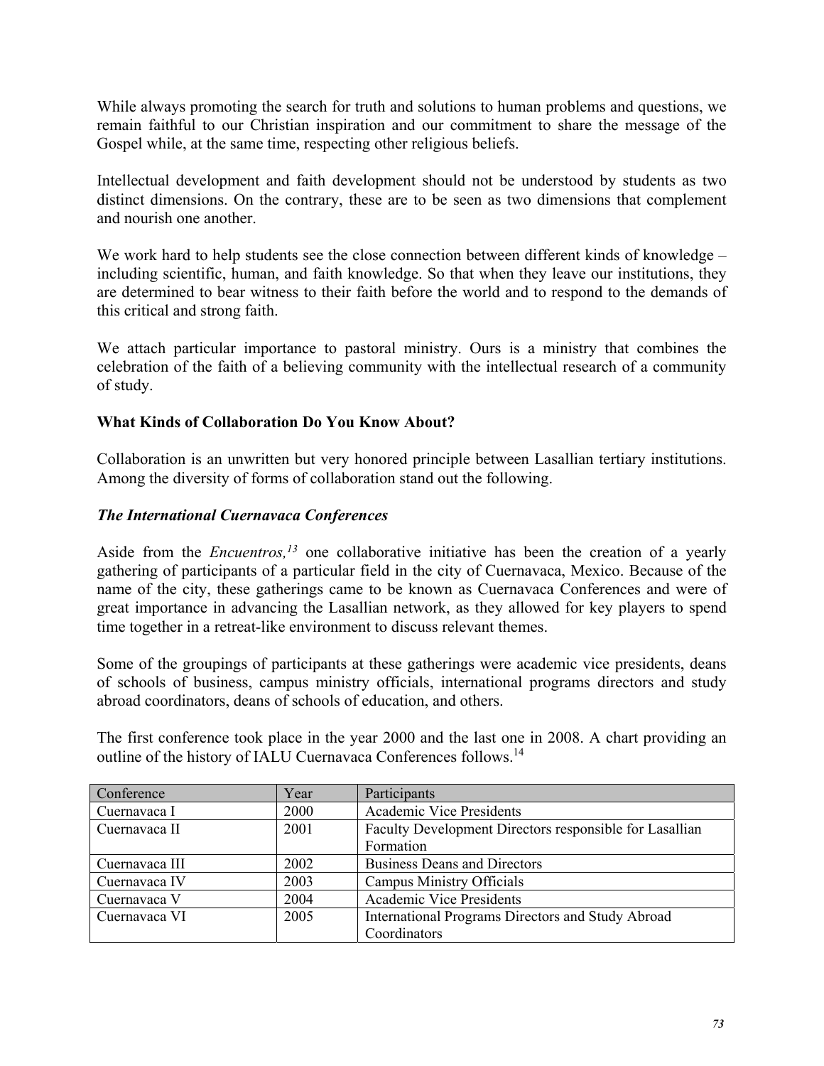While always promoting the search for truth and solutions to human problems and questions, we remain faithful to our Christian inspiration and our commitment to share the message of the Gospel while, at the same time, respecting other religious beliefs.

Intellectual development and faith development should not be understood by students as two distinct dimensions. On the contrary, these are to be seen as two dimensions that complement and nourish one another.

We work hard to help students see the close connection between different kinds of knowledge – including scientific, human, and faith knowledge. So that when they leave our institutions, they are determined to bear witness to their faith before the world and to respond to the demands of this critical and strong faith.

We attach particular importance to pastoral ministry. Ours is a ministry that combines the celebration of the faith of a believing community with the intellectual research of a community of study.

**What Kinds of Collaboration Do You Know About?**

Collaboration is an unwritten but very honored principle between Lasallian tertiary institutions. Among the diversity of forms of collaboration stand out the following.

***The International Cuernavaca Conferences***

Aside from the *Encuentros,*[13] one collaborative initiative has been the creation of a yearly gathering of participants of a particular field in the city of Cuernavaca, Mexico. Because of the name of the city, these gatherings came to be known as Cuernavaca Conferences and were of great importance in advancing the Lasallian network, as they allowed for key players to spend time together in a retreat-like environment to discuss relevant themes.

Some of the groupings of participants at these gatherings were academic vice presidents, deans of schools of business, campus ministry officials, international programs directors and study abroad coordinators, deans of schools of education, and others.

The first conference took place in the year 2000 and the last one in 2008. A chart providing an outline of the history of IALU Cuernavaca Conferences follows.[14]

| Conference | Year | Participants |
|---|---|---|
| Cuernavaca I | 2000 | Academic Vice Presidents |
| Cuernavaca II | 2001 | Faculty Development Directors responsible for Lasallian Formation |
| Cuernavaca III | 2002 | Business Deans and Directors |
| Cuernavaca IV | 2003 | Campus Ministry Officials |
| Cuernavaca V | 2004 | Academic Vice Presidents |
| Cuernavaca VI | 2005 | International Programs Directors and Study Abroad Coordinators |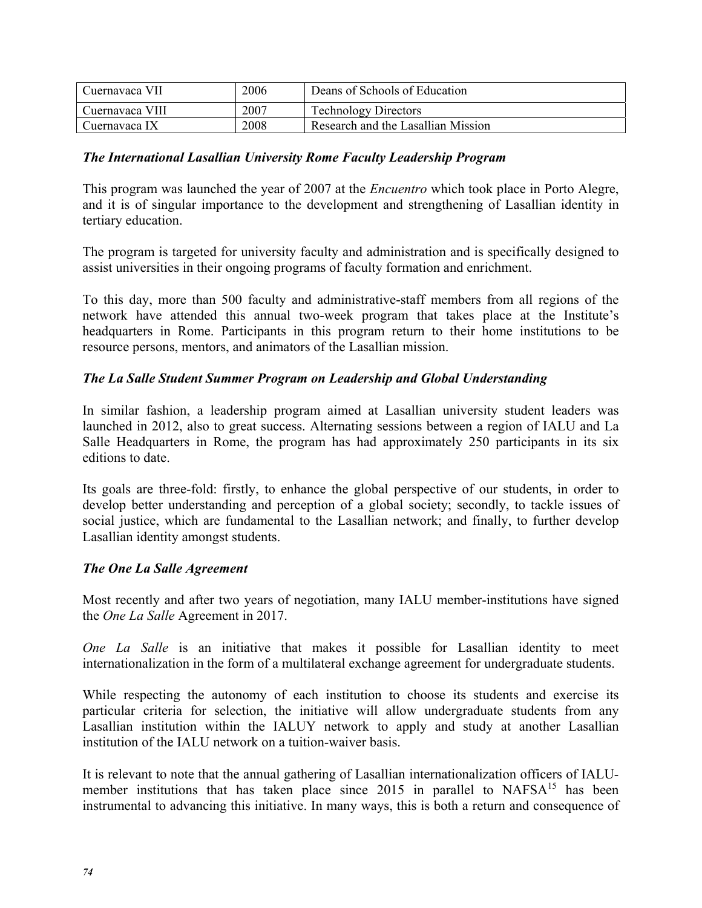| Cuernavaca VII | 2006 | Deans of Schools of Education |
|---|---|---|
| Cuernavaca VIII | 2007 | Technology Directors |
| Cuernavaca IX | 2008 | Research and the Lasallian Mission |

### *The International Lasallian University Rome Faculty Leadership Program*

This program was launched the year of 2007 at the *Encuentro* which took place in Porto Alegre, and it is of singular importance to the development and strengthening of Lasallian identity in tertiary education.

The program is targeted for university faculty and administration and is specifically designed to assist universities in their ongoing programs of faculty formation and enrichment.

To this day, more than 500 faculty and administrative-staff members from all regions of the network have attended this annual two-week program that takes place at the Institute's headquarters in Rome. Participants in this program return to their home institutions to be resource persons, mentors, and animators of the Lasallian mission.

### *The La Salle Student Summer Program on Leadership and Global Understanding*

In similar fashion, a leadership program aimed at Lasallian university student leaders was launched in 2012, also to great success. Alternating sessions between a region of IALU and La Salle Headquarters in Rome, the program has had approximately 250 participants in its six editions to date.

Its goals are three-fold: firstly, to enhance the global perspective of our students, in order to develop better understanding and perception of a global society; secondly, to tackle issues of social justice, which are fundamental to the Lasallian network; and finally, to further develop Lasallian identity amongst students.

### *The One La Salle Agreement*

Most recently and after two years of negotiation, many IALU member-institutions have signed the *One La Salle* Agreement in 2017.

*One La Salle* is an initiative that makes it possible for Lasallian identity to meet internationalization in the form of a multilateral exchange agreement for undergraduate students.

While respecting the autonomy of each institution to choose its students and exercise its particular criteria for selection, the initiative will allow undergraduate students from any Lasallian institution within the IALUY network to apply and study at another Lasallian institution of the IALU network on a tuition-waiver basis.

It is relevant to note that the annual gathering of Lasallian internationalization officers of IALU-member institutions that has taken place since 2015 in parallel to NAFSA[15] has been instrumental to advancing this initiative. In many ways, this is both a return and consequence of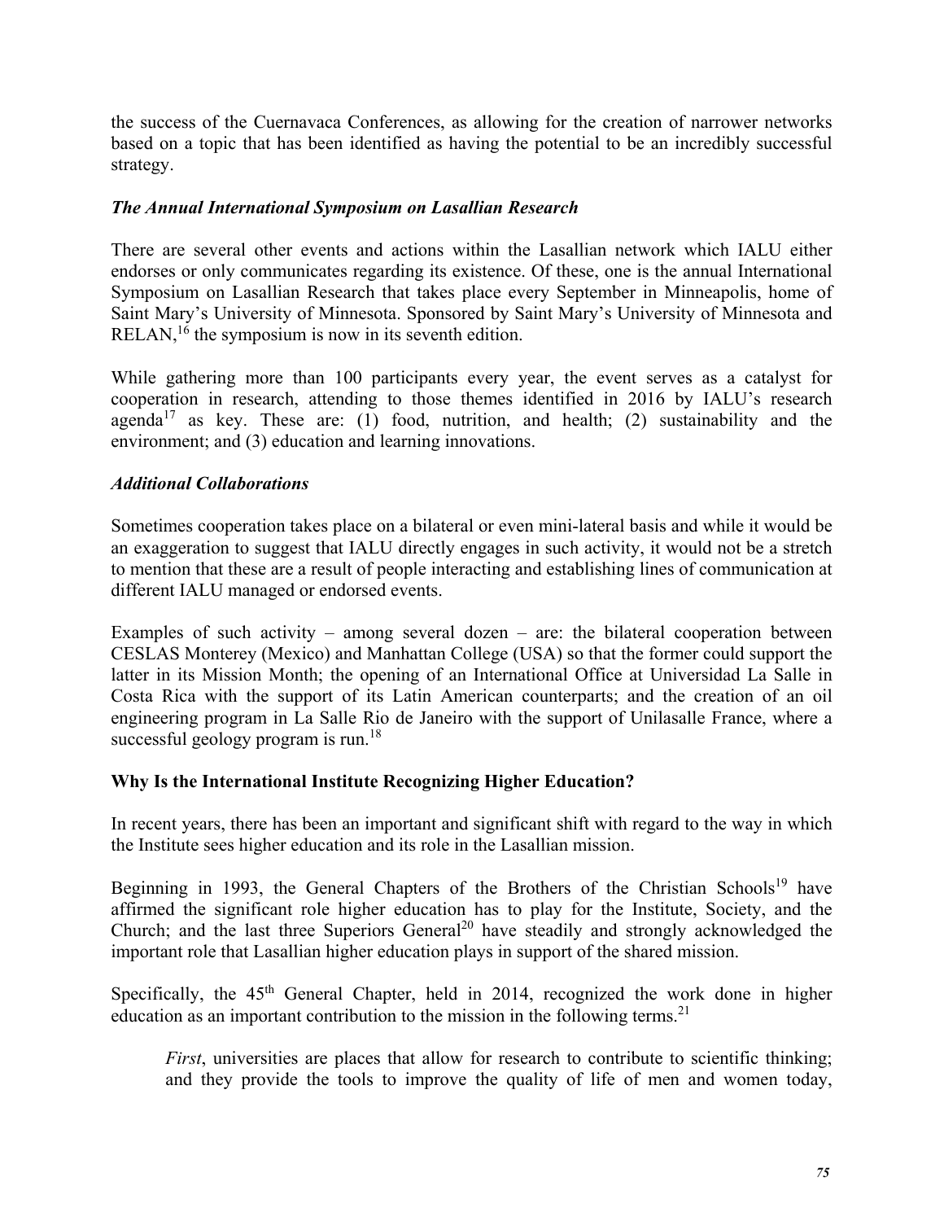the success of the Cuernavaca Conferences, as allowing for the creation of narrower networks based on a topic that has been identified as having the potential to be an incredibly successful strategy.

### *The Annual International Symposium on Lasallian Research*

There are several other events and actions within the Lasallian network which IALU either endorses or only communicates regarding its existence. Of these, one is the annual International Symposium on Lasallian Research that takes place every September in Minneapolis, home of Saint Mary's University of Minnesota. Sponsored by Saint Mary's University of Minnesota and RELAN,[16] the symposium is now in its seventh edition.

While gathering more than 100 participants every year, the event serves as a catalyst for cooperation in research, attending to those themes identified in 2016 by IALU's research agenda[17] as key. These are: (1) food, nutrition, and health; (2) sustainability and the environment; and (3) education and learning innovations.

### *Additional Collaborations*

Sometimes cooperation takes place on a bilateral or even mini-lateral basis and while it would be an exaggeration to suggest that IALU directly engages in such activity, it would not be a stretch to mention that these are a result of people interacting and establishing lines of communication at different IALU managed or endorsed events.

Examples of such activity – among several dozen – are: the bilateral cooperation between CESLAS Monterey (Mexico) and Manhattan College (USA) so that the former could support the latter in its Mission Month; the opening of an International Office at Universidad La Salle in Costa Rica with the support of its Latin American counterparts; and the creation of an oil engineering program in La Salle Rio de Janeiro with the support of Unilasalle France, where a successful geology program is run.[18]

## Why Is the International Institute Recognizing Higher Education?

In recent years, there has been an important and significant shift with regard to the way in which the Institute sees higher education and its role in the Lasallian mission.

Beginning in 1993, the General Chapters of the Brothers of the Christian Schools[19] have affirmed the significant role higher education has to play for the Institute, Society, and the Church; and the last three Superiors General[20] have steadily and strongly acknowledged the important role that Lasallian higher education plays in support of the shared mission.

Specifically, the 45th General Chapter, held in 2014, recognized the work done in higher education as an important contribution to the mission in the following terms.[21]

> *First*, universities are places that allow for research to contribute to scientific thinking; and they provide the tools to improve the quality of life of men and women today,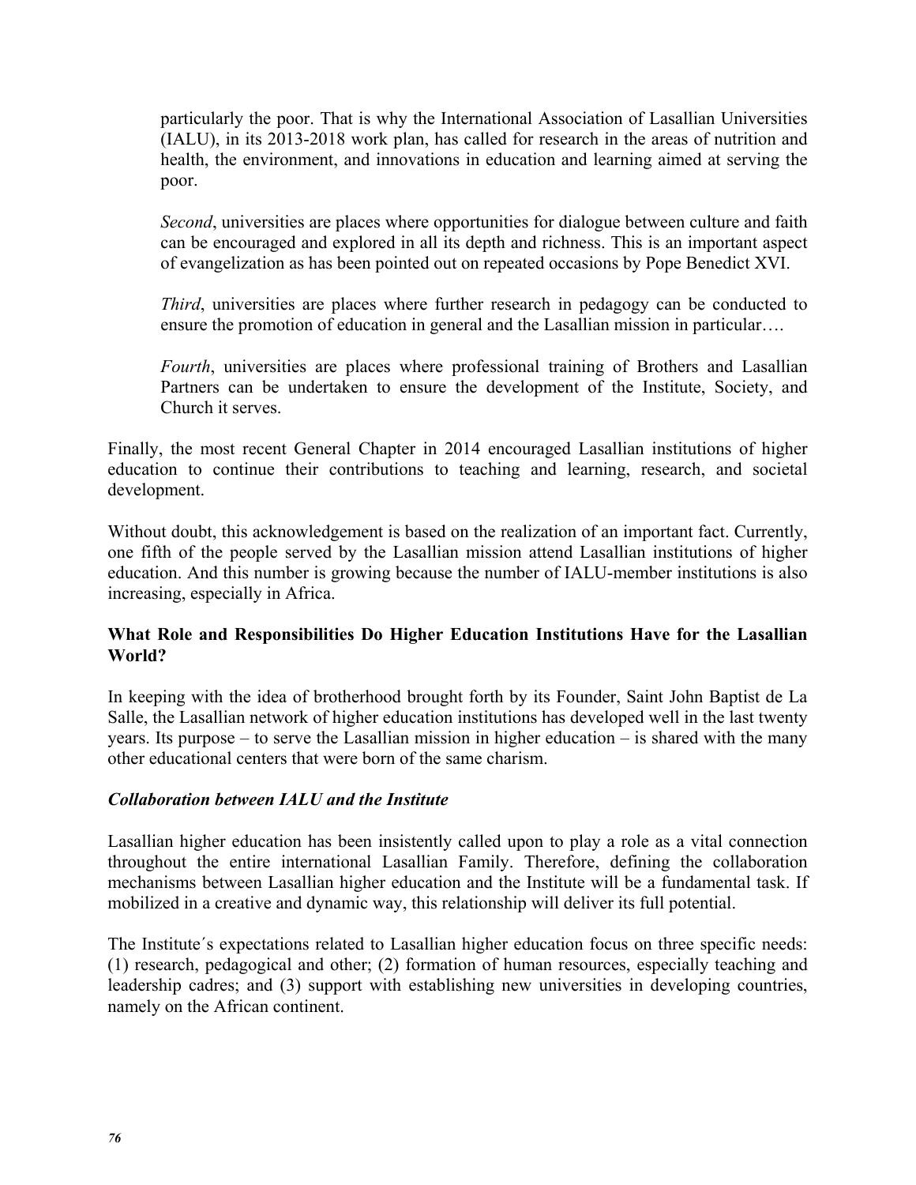particularly the poor. That is why the International Association of Lasallian Universities (IALU), in its 2013-2018 work plan, has called for research in the areas of nutrition and health, the environment, and innovations in education and learning aimed at serving the poor.

*Second*, universities are places where opportunities for dialogue between culture and faith can be encouraged and explored in all its depth and richness. This is an important aspect of evangelization as has been pointed out on repeated occasions by Pope Benedict XVI.

*Third*, universities are places where further research in pedagogy can be conducted to ensure the promotion of education in general and the Lasallian mission in particular….

*Fourth*, universities are places where professional training of Brothers and Lasallian Partners can be undertaken to ensure the development of the Institute, Society, and Church it serves.

Finally, the most recent General Chapter in 2014 encouraged Lasallian institutions of higher education to continue their contributions to teaching and learning, research, and societal development.

Without doubt, this acknowledgement is based on the realization of an important fact. Currently, one fifth of the people served by the Lasallian mission attend Lasallian institutions of higher education. And this number is growing because the number of IALU-member institutions is also increasing, especially in Africa.

**What Role and Responsibilities Do Higher Education Institutions Have for the Lasallian World?**

In keeping with the idea of brotherhood brought forth by its Founder, Saint John Baptist de La Salle, the Lasallian network of higher education institutions has developed well in the last twenty years. Its purpose – to serve the Lasallian mission in higher education – is shared with the many other educational centers that were born of the same charism.

***Collaboration between IALU and the Institute***

Lasallian higher education has been insistently called upon to play a role as a vital connection throughout the entire international Lasallian Family. Therefore, defining the collaboration mechanisms between Lasallian higher education and the Institute will be a fundamental task. If mobilized in a creative and dynamic way, this relationship will deliver its full potential.

The Institute´s expectations related to Lasallian higher education focus on three specific needs: (1) research, pedagogical and other; (2) formation of human resources, especially teaching and leadership cadres; and (3) support with establishing new universities in developing countries, namely on the African continent.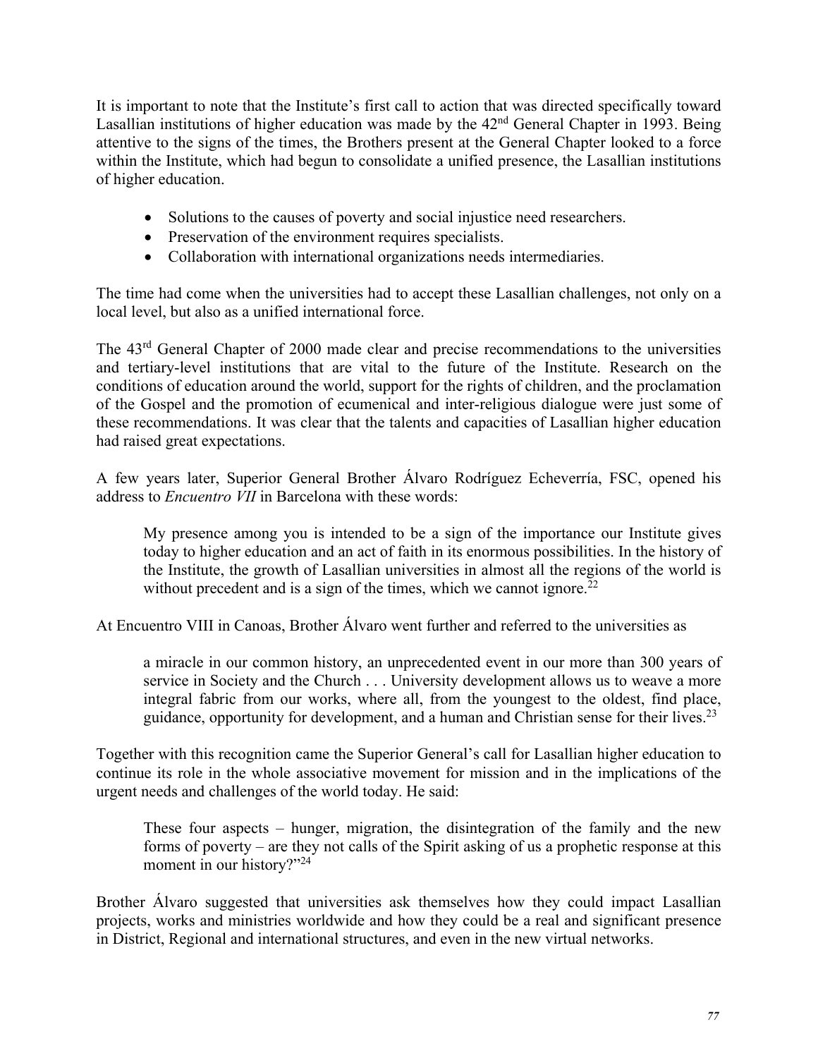It is important to note that the Institute's first call to action that was directed specifically toward Lasallian institutions of higher education was made by the 42nd General Chapter in 1993. Being attentive to the signs of the times, the Brothers present at the General Chapter looked to a force within the Institute, which had begun to consolidate a unified presence, the Lasallian institutions of higher education.

- Solutions to the causes of poverty and social injustice need researchers.
- Preservation of the environment requires specialists.
- Collaboration with international organizations needs intermediaries.

The time had come when the universities had to accept these Lasallian challenges, not only on a local level, but also as a unified international force.

The 43rd General Chapter of 2000 made clear and precise recommendations to the universities and tertiary-level institutions that are vital to the future of the Institute. Research on the conditions of education around the world, support for the rights of children, and the proclamation of the Gospel and the promotion of ecumenical and inter-religious dialogue were just some of these recommendations. It was clear that the talents and capacities of Lasallian higher education had raised great expectations.

A few years later, Superior General Brother Álvaro Rodríguez Echeverría, FSC, opened his address to *Encuentro VII* in Barcelona with these words:

> My presence among you is intended to be a sign of the importance our Institute gives today to higher education and an act of faith in its enormous possibilities. In the history of the Institute, the growth of Lasallian universities in almost all the regions of the world is without precedent and is a sign of the times, which we cannot ignore.[22]

At Encuentro VIII in Canoas, Brother Álvaro went further and referred to the universities as

> a miracle in our common history, an unprecedented event in our more than 300 years of service in Society and the Church . . . University development allows us to weave a more integral fabric from our works, where all, from the youngest to the oldest, find place, guidance, opportunity for development, and a human and Christian sense for their lives.[23]

Together with this recognition came the Superior General's call for Lasallian higher education to continue its role in the whole associative movement for mission and in the implications of the urgent needs and challenges of the world today. He said:

> These four aspects – hunger, migration, the disintegration of the family and the new forms of poverty – are they not calls of the Spirit asking of us a prophetic response at this moment in our history?"[24]

Brother Álvaro suggested that universities ask themselves how they could impact Lasallian projects, works and ministries worldwide and how they could be a real and significant presence in District, Regional and international structures, and even in the new virtual networks.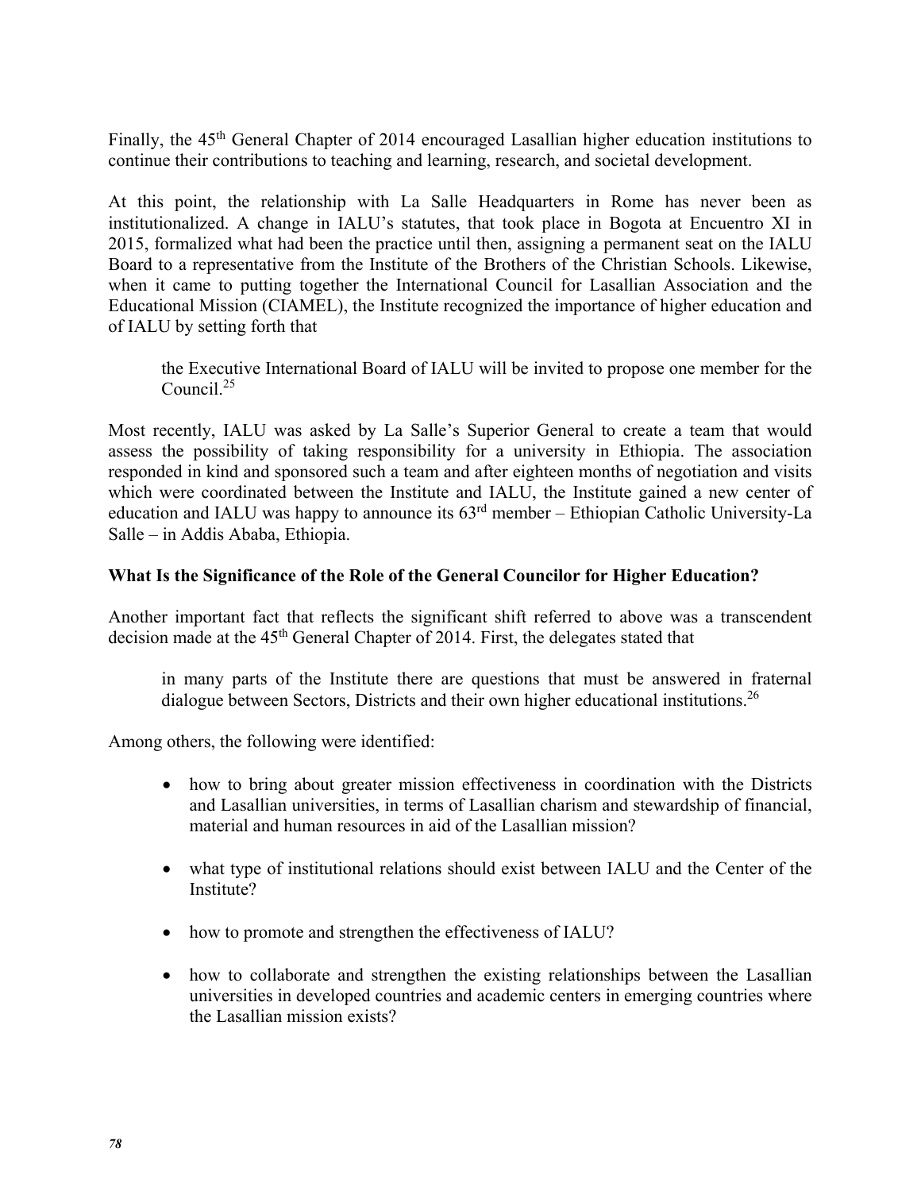Finally, the 45th General Chapter of 2014 encouraged Lasallian higher education institutions to continue their contributions to teaching and learning, research, and societal development.

At this point, the relationship with La Salle Headquarters in Rome has never been as institutionalized. A change in IALU's statutes, that took place in Bogota at Encuentro XI in 2015, formalized what had been the practice until then, assigning a permanent seat on the IALU Board to a representative from the Institute of the Brothers of the Christian Schools. Likewise, when it came to putting together the International Council for Lasallian Association and the Educational Mission (CIAMEL), the Institute recognized the importance of higher education and of IALU by setting forth that

> the Executive International Board of IALU will be invited to propose one member for the Council.[25]

Most recently, IALU was asked by La Salle's Superior General to create a team that would assess the possibility of taking responsibility for a university in Ethiopia. The association responded in kind and sponsored such a team and after eighteen months of negotiation and visits which were coordinated between the Institute and IALU, the Institute gained a new center of education and IALU was happy to announce its 63rd member – Ethiopian Catholic University-La Salle – in Addis Ababa, Ethiopia.

**What Is the Significance of the Role of the General Councilor for Higher Education?**

Another important fact that reflects the significant shift referred to above was a transcendent decision made at the 45th General Chapter of 2014. First, the delegates stated that

> in many parts of the Institute there are questions that must be answered in fraternal dialogue between Sectors, Districts and their own higher educational institutions.[26]

Among others, the following were identified:

- how to bring about greater mission effectiveness in coordination with the Districts and Lasallian universities, in terms of Lasallian charism and stewardship of financial, material and human resources in aid of the Lasallian mission?
- what type of institutional relations should exist between IALU and the Center of the Institute?
- how to promote and strengthen the effectiveness of IALU?
- how to collaborate and strengthen the existing relationships between the Lasallian universities in developed countries and academic centers in emerging countries where the Lasallian mission exists?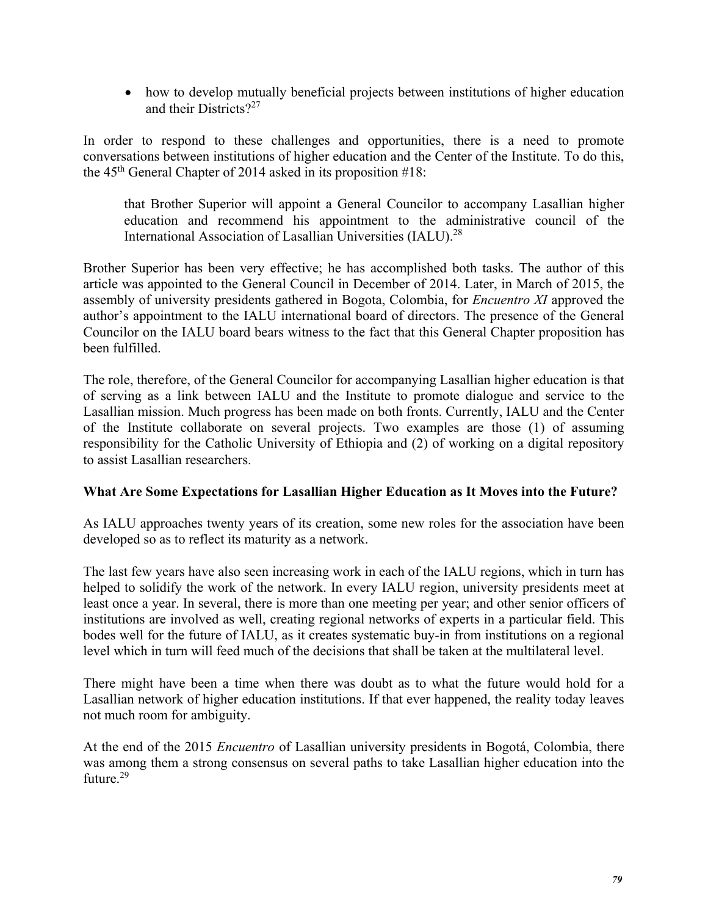- how to develop mutually beneficial projects between institutions of higher education and their Districts?[27]

In order to respond to these challenges and opportunities, there is a need to promote conversations between institutions of higher education and the Center of the Institute. To do this, the 45th General Chapter of 2014 asked in its proposition #18:

> that Brother Superior will appoint a General Councilor to accompany Lasallian higher education and recommend his appointment to the administrative council of the International Association of Lasallian Universities (IALU).[28]

Brother Superior has been very effective; he has accomplished both tasks. The author of this article was appointed to the General Council in December of 2014. Later, in March of 2015, the assembly of university presidents gathered in Bogota, Colombia, for *Encuentro XI* approved the author's appointment to the IALU international board of directors. The presence of the General Councilor on the IALU board bears witness to the fact that this General Chapter proposition has been fulfilled.

The role, therefore, of the General Councilor for accompanying Lasallian higher education is that of serving as a link between IALU and the Institute to promote dialogue and service to the Lasallian mission. Much progress has been made on both fronts. Currently, IALU and the Center of the Institute collaborate on several projects. Two examples are those (1) of assuming responsibility for the Catholic University of Ethiopia and (2) of working on a digital repository to assist Lasallian researchers.

**What Are Some Expectations for Lasallian Higher Education as It Moves into the Future?**

As IALU approaches twenty years of its creation, some new roles for the association have been developed so as to reflect its maturity as a network.

The last few years have also seen increasing work in each of the IALU regions, which in turn has helped to solidify the work of the network. In every IALU region, university presidents meet at least once a year. In several, there is more than one meeting per year; and other senior officers of institutions are involved as well, creating regional networks of experts in a particular field. This bodes well for the future of IALU, as it creates systematic buy-in from institutions on a regional level which in turn will feed much of the decisions that shall be taken at the multilateral level.

There might have been a time when there was doubt as to what the future would hold for a Lasallian network of higher education institutions. If that ever happened, the reality today leaves not much room for ambiguity.

At the end of the 2015 *Encuentro* of Lasallian university presidents in Bogotá, Colombia, there was among them a strong consensus on several paths to take Lasallian higher education into the future.[29]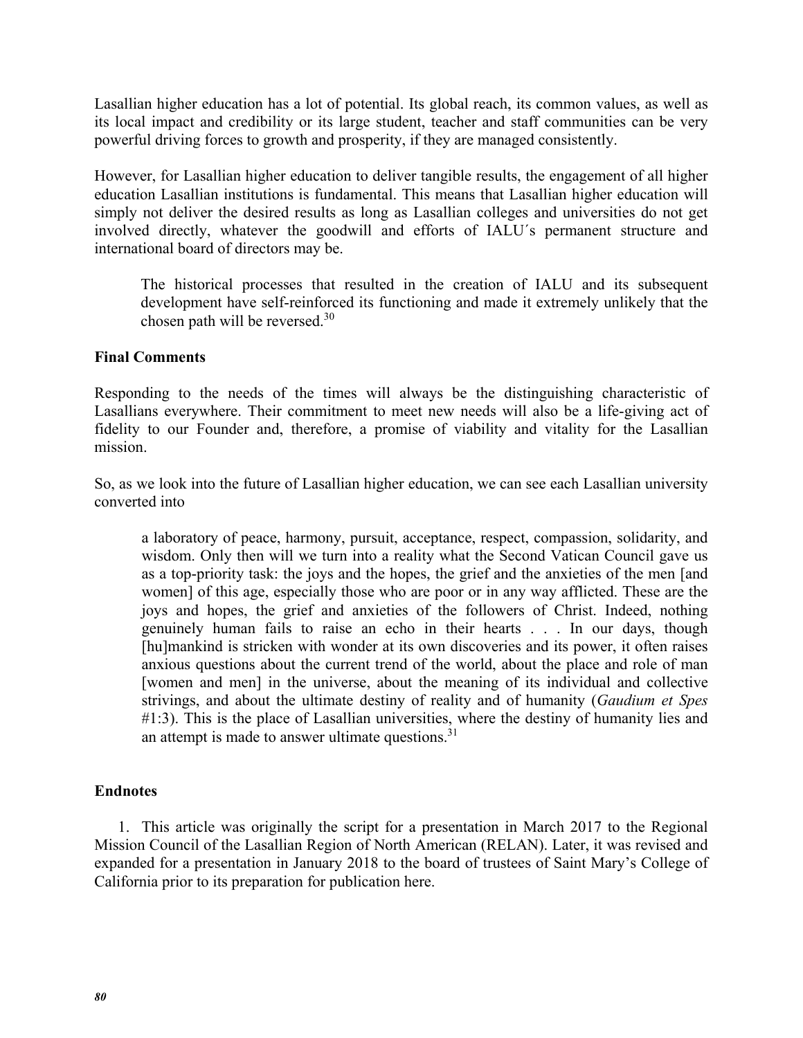Lasallian higher education has a lot of potential. Its global reach, its common values, as well as its local impact and credibility or its large student, teacher and staff communities can be very powerful driving forces to growth and prosperity, if they are managed consistently.

However, for Lasallian higher education to deliver tangible results, the engagement of all higher education Lasallian institutions is fundamental. This means that Lasallian higher education will simply not deliver the desired results as long as Lasallian colleges and universities do not get involved directly, whatever the goodwill and efforts of IALU´s permanent structure and international board of directors may be.

> The historical processes that resulted in the creation of IALU and its subsequent development have self-reinforced its functioning and made it extremely unlikely that the chosen path will be reversed.[30]

**Final Comments**

Responding to the needs of the times will always be the distinguishing characteristic of Lasallians everywhere. Their commitment to meet new needs will also be a life-giving act of fidelity to our Founder and, therefore, a promise of viability and vitality for the Lasallian mission.

So, as we look into the future of Lasallian higher education, we can see each Lasallian university converted into

> a laboratory of peace, harmony, pursuit, acceptance, respect, compassion, solidarity, and wisdom. Only then will we turn into a reality what the Second Vatican Council gave us as a top-priority task: the joys and the hopes, the grief and the anxieties of the men [and women] of this age, especially those who are poor or in any way afflicted. These are the joys and hopes, the grief and anxieties of the followers of Christ. Indeed, nothing genuinely human fails to raise an echo in their hearts . . . In our days, though [hu]mankind is stricken with wonder at its own discoveries and its power, it often raises anxious questions about the current trend of the world, about the place and role of man [women and men] in the universe, about the meaning of its individual and collective strivings, and about the ultimate destiny of reality and of humanity (*Gaudium et Spes* #1:3). This is the place of Lasallian universities, where the destiny of humanity lies and an attempt is made to answer ultimate questions.[31]

**Endnotes**

1. This article was originally the script for a presentation in March 2017 to the Regional Mission Council of the Lasallian Region of North American (RELAN). Later, it was revised and expanded for a presentation in January 2018 to the board of trustees of Saint Mary's College of California prior to its preparation for publication here.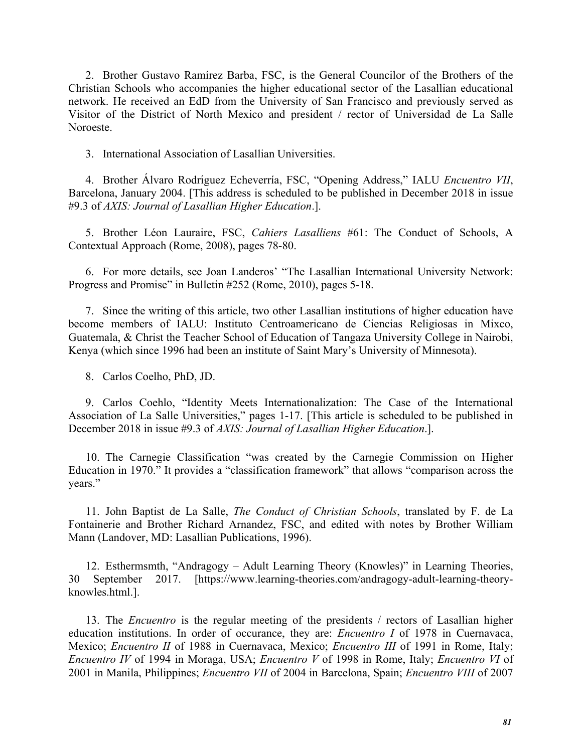2. Brother Gustavo Ramírez Barba, FSC, is the General Councilor of the Brothers of the Christian Schools who accompanies the higher educational sector of the Lasallian educational network. He received an EdD from the University of San Francisco and previously served as Visitor of the District of North Mexico and president / rector of Universidad de La Salle Noroeste.

3. International Association of Lasallian Universities.

4. Brother Álvaro Rodríguez Echeverría, FSC, "Opening Address," IALU *Encuentro VII*, Barcelona, January 2004. [This address is scheduled to be published in December 2018 in issue #9.3 of *AXIS: Journal of Lasallian Higher Education*.].

5. Brother Léon Lauraire, FSC, *Cahiers Lasalliens* #61: The Conduct of Schools, A Contextual Approach (Rome, 2008), pages 78-80.

6. For more details, see Joan Landeros' "The Lasallian International University Network: Progress and Promise" in Bulletin #252 (Rome, 2010), pages 5-18.

7. Since the writing of this article, two other Lasallian institutions of higher education have become members of IALU: Instituto Centroamericano de Ciencias Religiosas in Mixco, Guatemala, & Christ the Teacher School of Education of Tangaza University College in Nairobi, Kenya (which since 1996 had been an institute of Saint Mary's University of Minnesota).

8. Carlos Coelho, PhD, JD.

9. Carlos Coehlo, "Identity Meets Internationalization: The Case of the International Association of La Salle Universities," pages 1-17. [This article is scheduled to be published in December 2018 in issue #9.3 of *AXIS: Journal of Lasallian Higher Education*.].

10. The Carnegie Classification "was created by the Carnegie Commission on Higher Education in 1970." It provides a "classification framework" that allows "comparison across the years."

11. John Baptist de La Salle, *The Conduct of Christian Schools*, translated by F. de La Fontainerie and Brother Richard Arnandez, FSC, and edited with notes by Brother William Mann (Landover, MD: Lasallian Publications, 1996).

12. Esthermsmth, "Andragogy – Adult Learning Theory (Knowles)" in Learning Theories, 30 September 2017. [https://www.learning-theories.com/andragogy-adult-learning-theory-knowles.html.].

13. The *Encuentro* is the regular meeting of the presidents / rectors of Lasallian higher education institutions. In order of occurance, they are: *Encuentro I* of 1978 in Cuernavaca, Mexico; *Encuentro II* of 1988 in Cuernavaca, Mexico; *Encuentro III* of 1991 in Rome, Italy; *Encuentro IV* of 1994 in Moraga, USA; *Encuentro V* of 1998 in Rome, Italy; *Encuentro VI* of 2001 in Manila, Philippines; *Encuentro VII* of 2004 in Barcelona, Spain; *Encuentro VIII* of 2007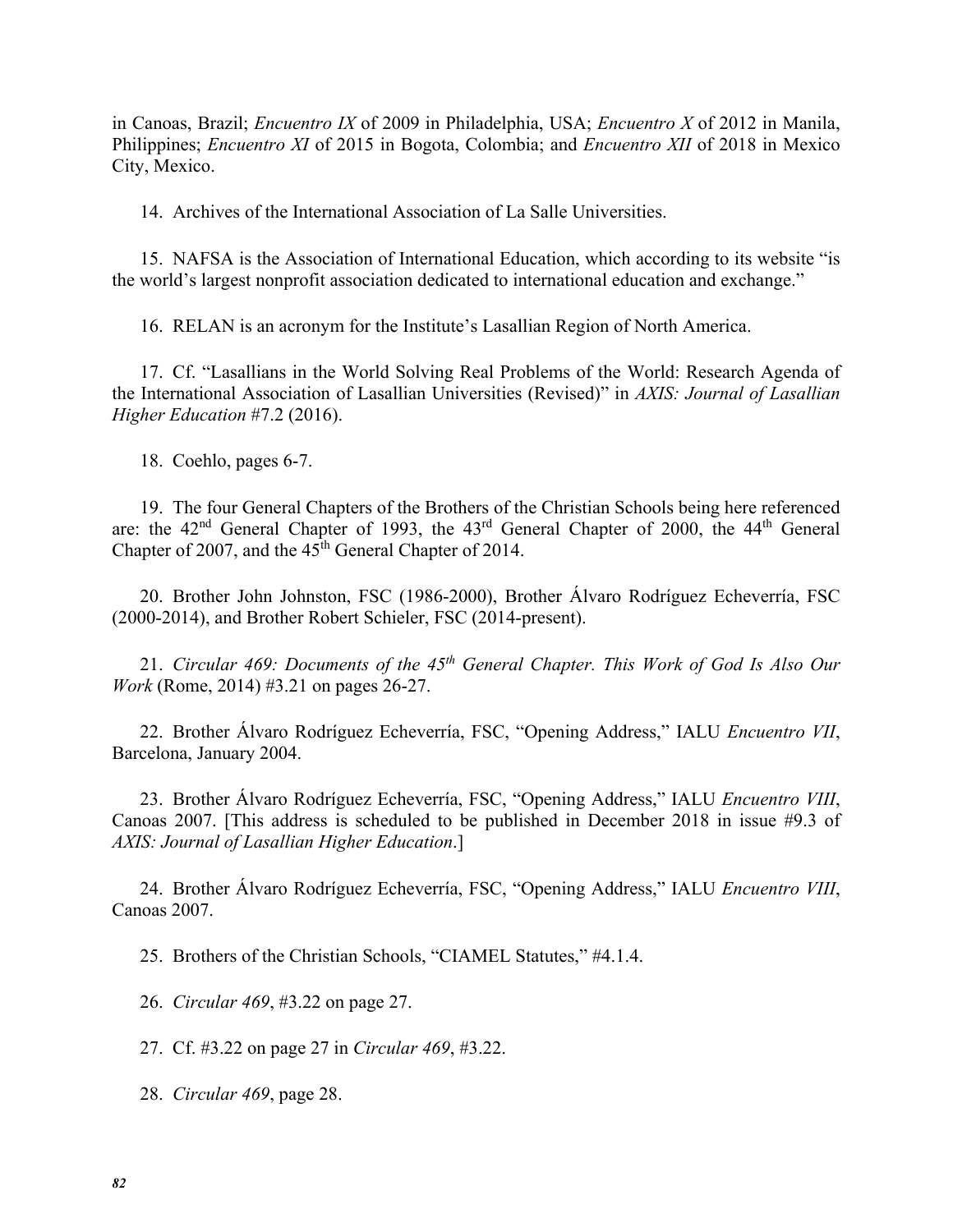in Canoas, Brazil; *Encuentro IX* of 2009 in Philadelphia, USA; *Encuentro X* of 2012 in Manila, Philippines; *Encuentro XI* of 2015 in Bogota, Colombia; and *Encuentro XII* of 2018 in Mexico City, Mexico.

14. Archives of the International Association of La Salle Universities.

15. NAFSA is the Association of International Education, which according to its website "is the world's largest nonprofit association dedicated to international education and exchange."

16. RELAN is an acronym for the Institute's Lasallian Region of North America.

17. Cf. "Lasallians in the World Solving Real Problems of the World: Research Agenda of the International Association of Lasallian Universities (Revised)" in *AXIS: Journal of Lasallian Higher Education* #7.2 (2016).

18. Coehlo, pages 6-7.

19. The four General Chapters of the Brothers of the Christian Schools being here referenced are: the 42nd General Chapter of 1993, the 43rd General Chapter of 2000, the 44th General Chapter of 2007, and the 45th General Chapter of 2014.

20. Brother John Johnston, FSC (1986-2000), Brother Álvaro Rodríguez Echeverría, FSC (2000-2014), and Brother Robert Schieler, FSC (2014-present).

21. *Circular 469: Documents of the 45th General Chapter. This Work of God Is Also Our Work* (Rome, 2014) #3.21 on pages 26-27.

22. Brother Álvaro Rodríguez Echeverría, FSC, "Opening Address," IALU *Encuentro VII*, Barcelona, January 2004.

23. Brother Álvaro Rodríguez Echeverría, FSC, "Opening Address," IALU *Encuentro VIII*, Canoas 2007. [This address is scheduled to be published in December 2018 in issue #9.3 of *AXIS: Journal of Lasallian Higher Education*.]

24. Brother Álvaro Rodríguez Echeverría, FSC, "Opening Address," IALU *Encuentro VIII*, Canoas 2007.

25. Brothers of the Christian Schools, "CIAMEL Statutes," #4.1.4.

26. *Circular 469*, #3.22 on page 27.

27. Cf. #3.22 on page 27 in *Circular 469*, #3.22.

28. *Circular 469*, page 28.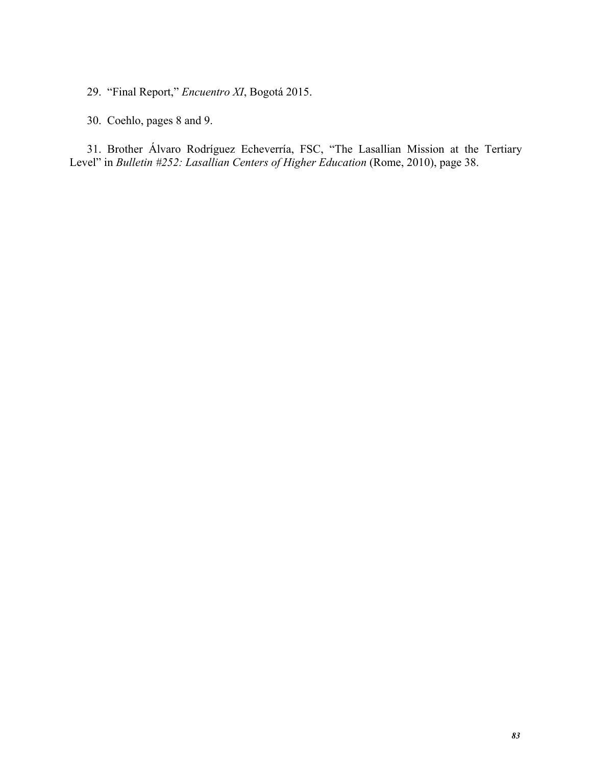29. “Final Report,” *Encuentro XI*, Bogotá 2015.

30. Coehlo, pages 8 and 9.

31. Brother Álvaro Rodríguez Echeverría, FSC, “The Lasallian Mission at the Tertiary Level” in *Bulletin #252: Lasallian Centers of Higher Education* (Rome, 2010), page 38.